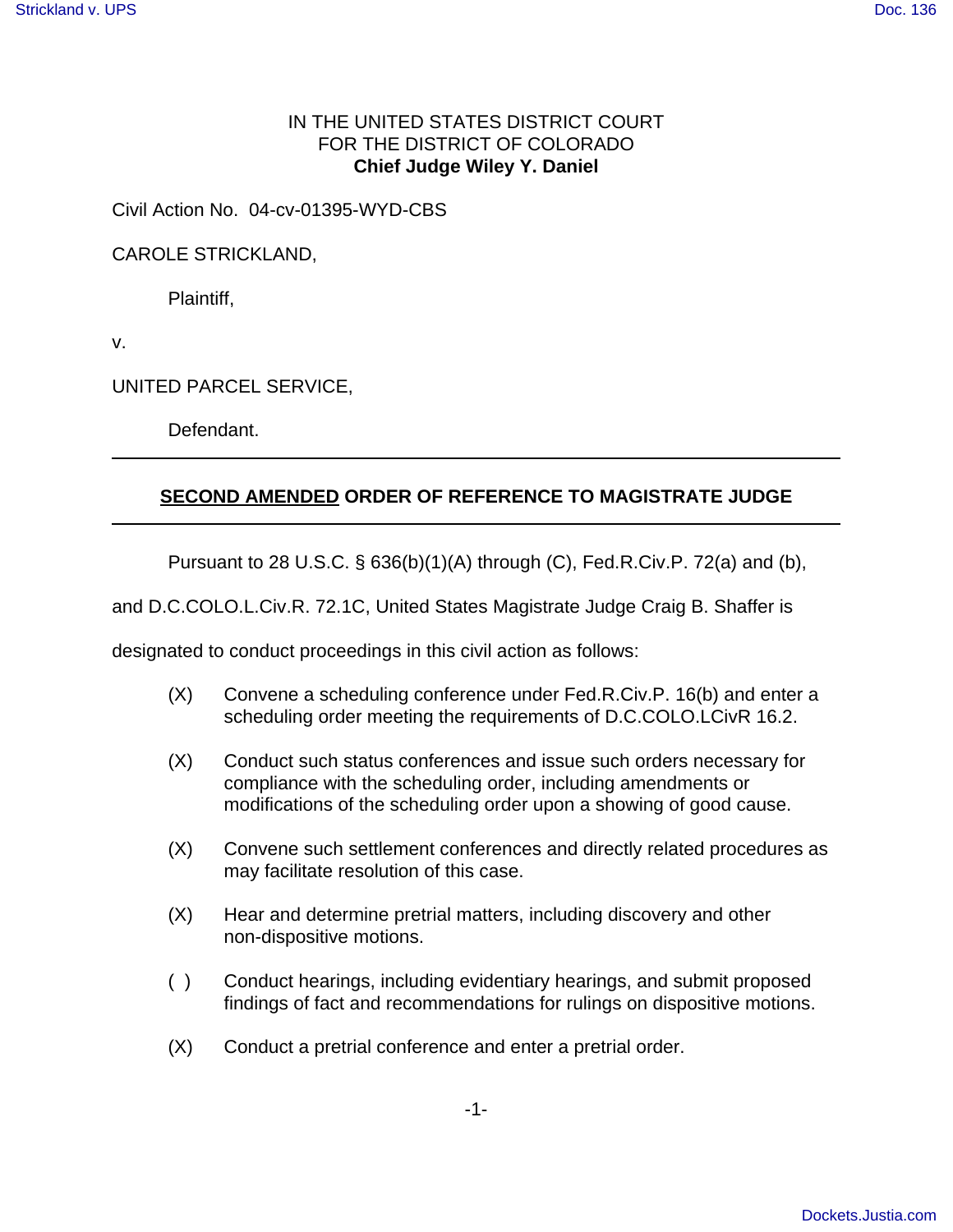IN THE UNITED STATES DISTRICT COURT
FOR THE DISTRICT OF COLORADO
**Chief Judge Wiley Y. Daniel**

Civil Action No. 04-cv-01395-WYD-CBS

CAROLE STRICKLAND,

Plaintiff,

v.

UNITED PARCEL SERVICE,

Defendant.

---

## SECOND AMENDED ORDER OF REFERENCE TO MAGISTRATE JUDGE

---

Pursuant to 28 U.S.C. § 636(b)(1)(A) through (C), Fed.R.Civ.P. 72(a) and (b), and D.C.COLO.L.Civ.R. 72.1C, United States Magistrate Judge Craig B. Shaffer is designated to conduct proceedings in this civil action as follows:

(X) Convene a scheduling conference under Fed.R.Civ.P. 16(b) and enter a scheduling order meeting the requirements of D.C.COLO.LCivR 16.2.

(X) Conduct such status conferences and issue such orders necessary for compliance with the scheduling order, including amendments or modifications of the scheduling order upon a showing of good cause.

(X) Convene such settlement conferences and directly related procedures as may facilitate resolution of this case.

(X) Hear and determine pretrial matters, including discovery and other non-dispositive motions.

( ) Conduct hearings, including evidentiary hearings, and submit proposed findings of fact and recommendations for rulings on dispositive motions.

(X) Conduct a pretrial conference and enter a pretrial order.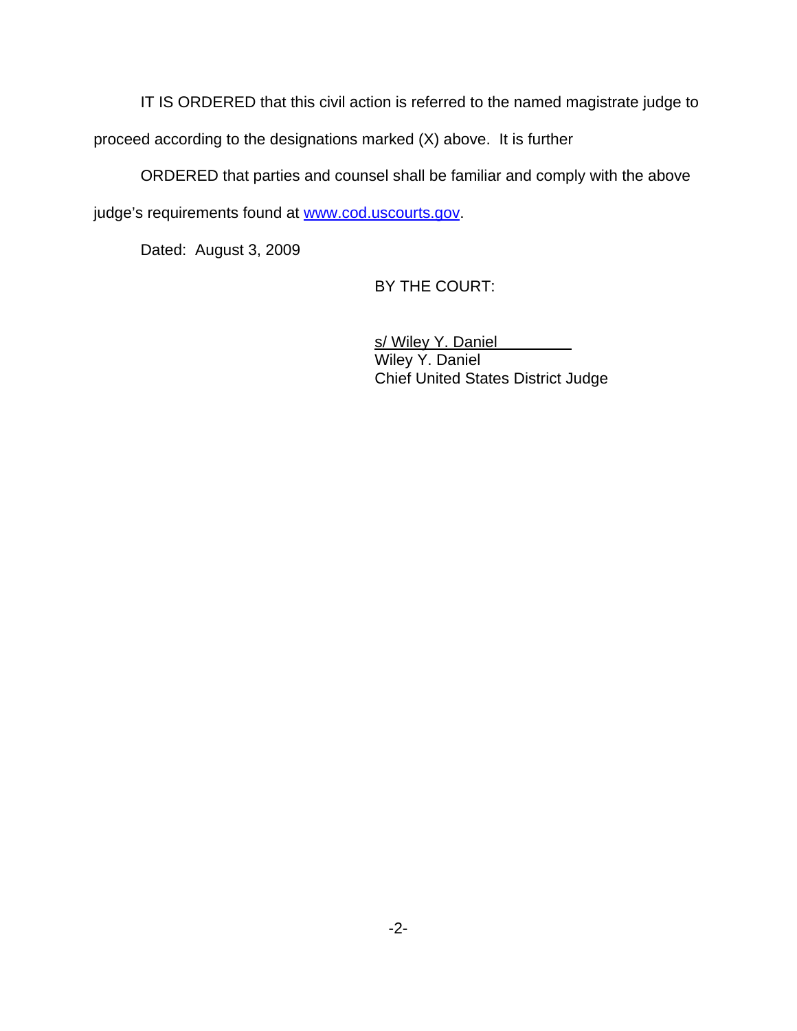IT IS ORDERED that this civil action is referred to the named magistrate judge to proceed according to the designations marked (X) above. It is further

ORDERED that parties and counsel shall be familiar and comply with the above judge's requirements found at www.cod.uscourts.gov.

Dated: August 3, 2009

BY THE COURT:

s/ Wiley Y. Daniel
Wiley Y. Daniel
Chief United States District Judge